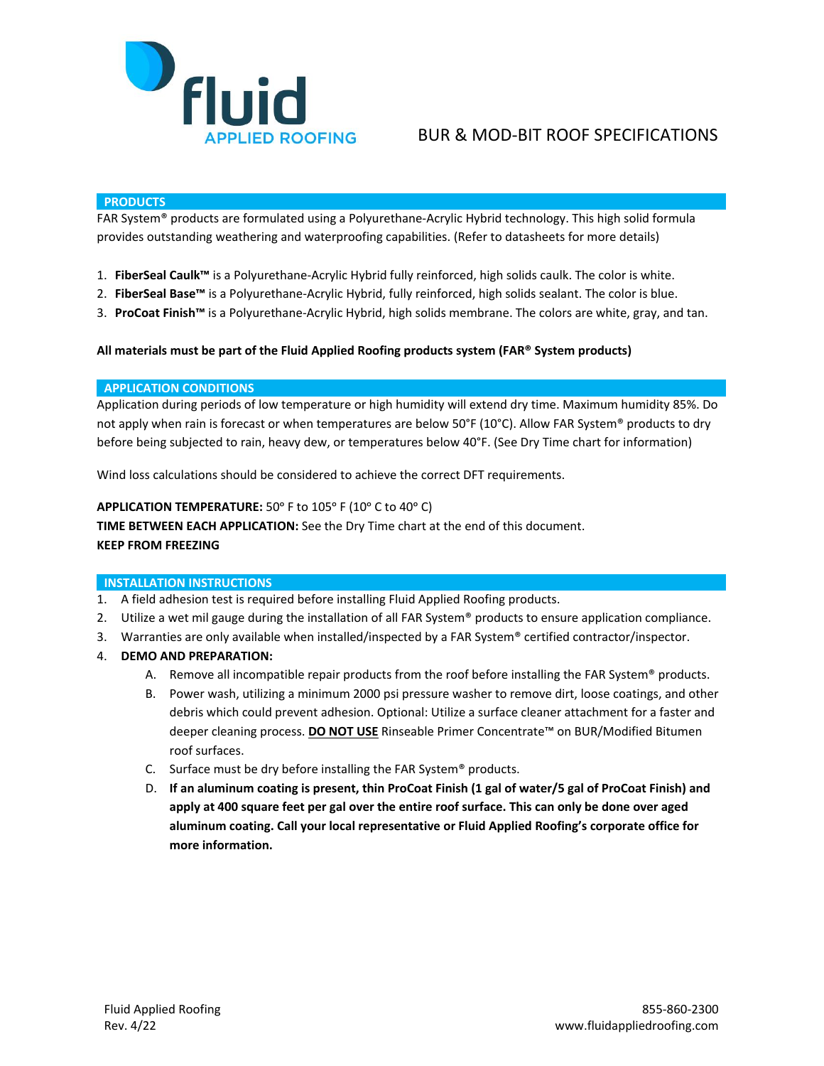# BUR & MOD-BIT ROOF SPECIFICATIONS

## PRODUCTS

FAR System® products are formulated using a Polyurethane-Acrylic Hybrid technology. This high solid formula provides outstanding weathering and waterproofing capabilities. (Refer to datasheets for more details)

1. **FiberSeal Caulk™** is a Polyurethane-Acrylic Hybrid fully reinforced, high solids caulk. The color is white.
2. **FiberSeal Base™** is a Polyurethane-Acrylic Hybrid, fully reinforced, high solids sealant. The color is blue.
3. **ProCoat Finish™** is a Polyurethane-Acrylic Hybrid, high solids membrane. The colors are white, gray, and tan.

**All materials must be part of the Fluid Applied Roofing products system (FAR® System products)**

## APPLICATION CONDITIONS

Application during periods of low temperature or high humidity will extend dry time. Maximum humidity 85%. Do not apply when rain is forecast or when temperatures are below 50°F (10°C). Allow FAR System® products to dry before being subjected to rain, heavy dew, or temperatures below 40°F. (See Dry Time chart for information)

Wind loss calculations should be considered to achieve the correct DFT requirements.

**APPLICATION TEMPERATURE:** 50° F to 105° F (10° C to 40° C)
**TIME BETWEEN EACH APPLICATION:** See the Dry Time chart at the end of this document.
**KEEP FROM FREEZING**

## INSTALLATION INSTRUCTIONS

1. A field adhesion test is required before installing Fluid Applied Roofing products.
2. Utilize a wet mil gauge during the installation of all FAR System® products to ensure application compliance.
3. Warranties are only available when installed/inspected by a FAR System® certified contractor/inspector.
4. **DEMO AND PREPARATION:**
   A. Remove all incompatible repair products from the roof before installing the FAR System® products.
   B. Power wash, utilizing a minimum 2000 psi pressure washer to remove dirt, loose coatings, and other debris which could prevent adhesion. Optional: Utilize a surface cleaner attachment for a faster and deeper cleaning process. **DO NOT USE** Rinseable Primer Concentrate™ on BUR/Modified Bitumen roof surfaces.
   C. Surface must be dry before installing the FAR System® products.
   D. **If an aluminum coating is present, thin ProCoat Finish (1 gal of water/5 gal of ProCoat Finish) and apply at 400 square feet per gal over the entire roof surface. This can only be done over aged aluminum coating. Call your local representative or Fluid Applied Roofing's corporate office for more information.**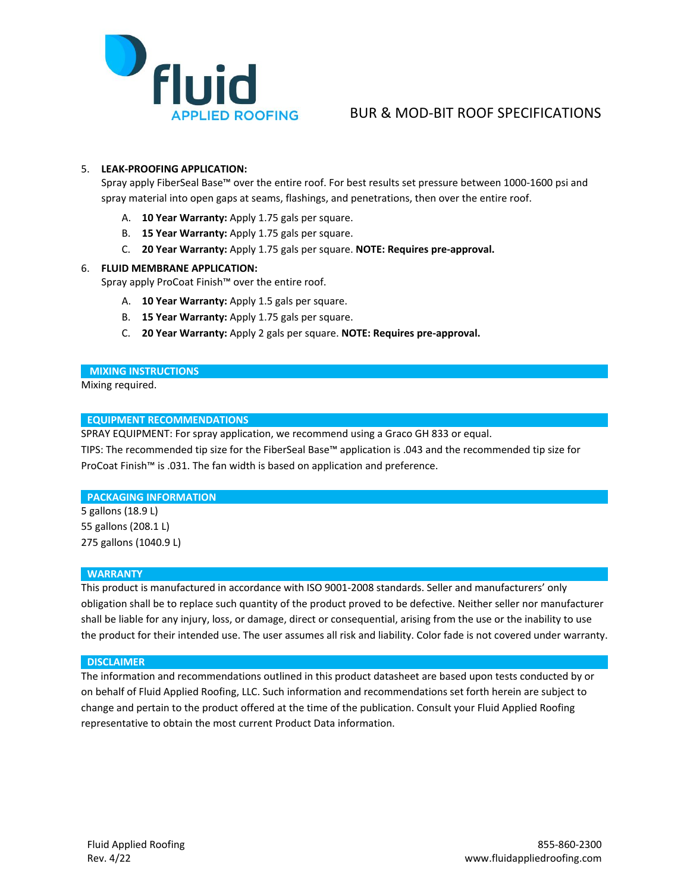5. **LEAK-PROOFING APPLICATION:**
   Spray apply FiberSeal Base™ over the entire roof. For best results set pressure between 1000-1600 psi and spray material into open gaps at seams, flashings, and penetrations, then over the entire roof.
   A. **10 Year Warranty:** Apply 1.75 gals per square.
   B. **15 Year Warranty:** Apply 1.75 gals per square.
   C. **20 Year Warranty:** Apply 1.75 gals per square. **NOTE: Requires pre-approval.**

6. **FLUID MEMBRANE APPLICATION:**
   Spray apply ProCoat Finish™ over the entire roof.
   A. **10 Year Warranty:** Apply 1.5 gals per square.
   B. **15 Year Warranty:** Apply 1.75 gals per square.
   C. **20 Year Warranty:** Apply 2 gals per square. **NOTE: Requires pre-approval.**

## MIXING INSTRUCTIONS

Mixing required.

## EQUIPMENT RECOMMENDATIONS

SPRAY EQUIPMENT: For spray application, we recommend using a Graco GH 833 or equal.
TIPS: The recommended tip size for the FiberSeal Base™ application is .043 and the recommended tip size for ProCoat Finish™ is .031. The fan width is based on application and preference.

## PACKAGING INFORMATION

5 gallons (18.9 L)
55 gallons (208.1 L)
275 gallons (1040.9 L)

## WARRANTY

This product is manufactured in accordance with ISO 9001-2008 standards. Seller and manufacturers' only obligation shall be to replace such quantity of the product proved to be defective. Neither seller nor manufacturer shall be liable for any injury, loss, or damage, direct or consequential, arising from the use or the inability to use the product for their intended use. The user assumes all risk and liability. Color fade is not covered under warranty.

## DISCLAIMER

The information and recommendations outlined in this product datasheet are based upon tests conducted by or on behalf of Fluid Applied Roofing, LLC. Such information and recommendations set forth herein are subject to change and pertain to the product offered at the time of the publication. Consult your Fluid Applied Roofing representative to obtain the most current Product Data information.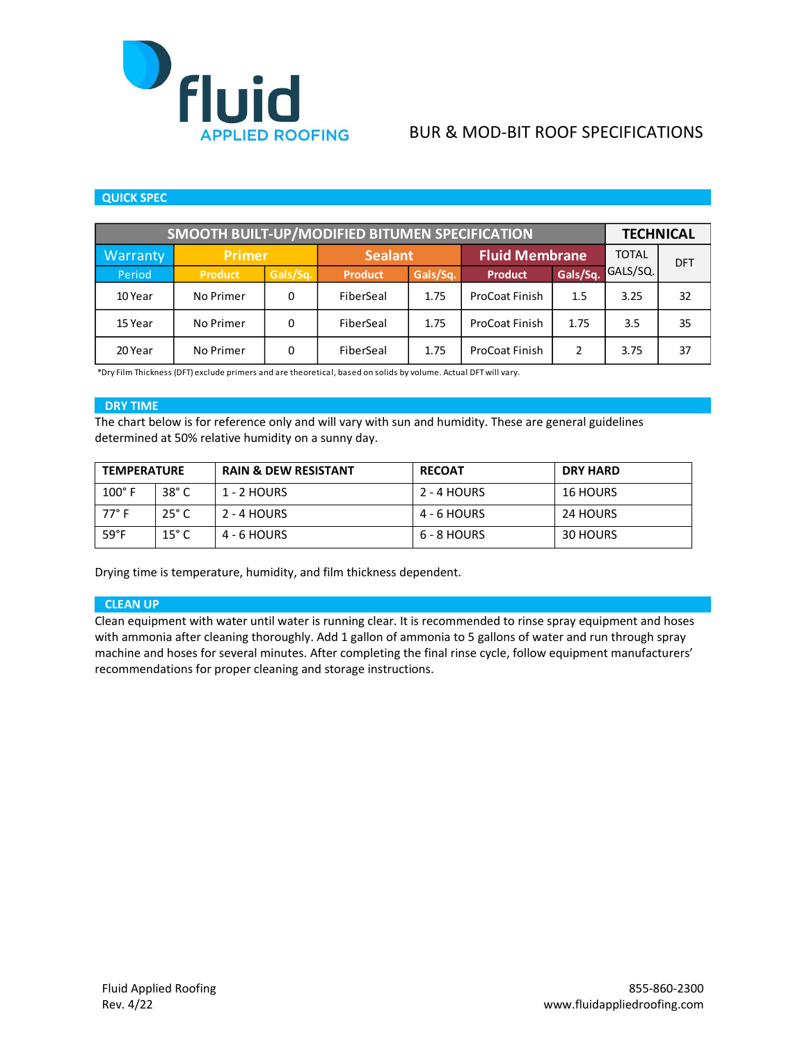fluid
APPLIED ROOFING

# BUR & MOD-BIT ROOF SPECIFICATIONS

## QUICK SPEC

| SMOOTH BUILT-UP/MODIFIED BITUMEN SPECIFICATION | | | | | | | TECHNICAL | |
|---|---|---|---|---|---|---|---|---|
| Warranty | Primer | | Sealant | | Fluid Membrane | | TOTAL GALS/SQ. | DFT |
| Period | Product | Gals/Sq. | Product | Gals/Sq. | Product | Gals/Sq. | | |
| 10 Year | No Primer | 0 | FiberSeal | 1.75 | ProCoat Finish | 1.5 | 3.25 | 32 |
| 15 Year | No Primer | 0 | FiberSeal | 1.75 | ProCoat Finish | 1.75 | 3.5 | 35 |
| 20 Year | No Primer | 0 | FiberSeal | 1.75 | ProCoat Finish | 2 | 3.75 | 37 |

*Dry Film Thickness (DFT) exclude primers and are theoretical, based on solids by volume. Actual DFT will vary.

## DRY TIME

The chart below is for reference only and will vary with sun and humidity. These are general guidelines determined at 50% relative humidity on a sunny day.

| TEMPERATURE | | RAIN & DEW RESISTANT | RECOAT | DRY HARD |
|---|---|---|---|---|
| 100° F | 38° C | 1 - 2 HOURS | 2 - 4 HOURS | 16 HOURS |
| 77° F | 25° C | 2 - 4 HOURS | 4 - 6 HOURS | 24 HOURS |
| 59°F | 15° C | 4 - 6 HOURS | 6 - 8 HOURS | 30 HOURS |

Drying time is temperature, humidity, and film thickness dependent.

## CLEAN UP

Clean equipment with water until water is running clear. It is recommended to rinse spray equipment and hoses with ammonia after cleaning thoroughly. Add 1 gallon of ammonia to 5 gallons of water and run through spray machine and hoses for several minutes. After completing the final rinse cycle, follow equipment manufacturers' recommendations for proper cleaning and storage instructions.

Fluid Applied Roofing
Rev. 4/22

855-860-2300
www.fluidappliedroofing.com